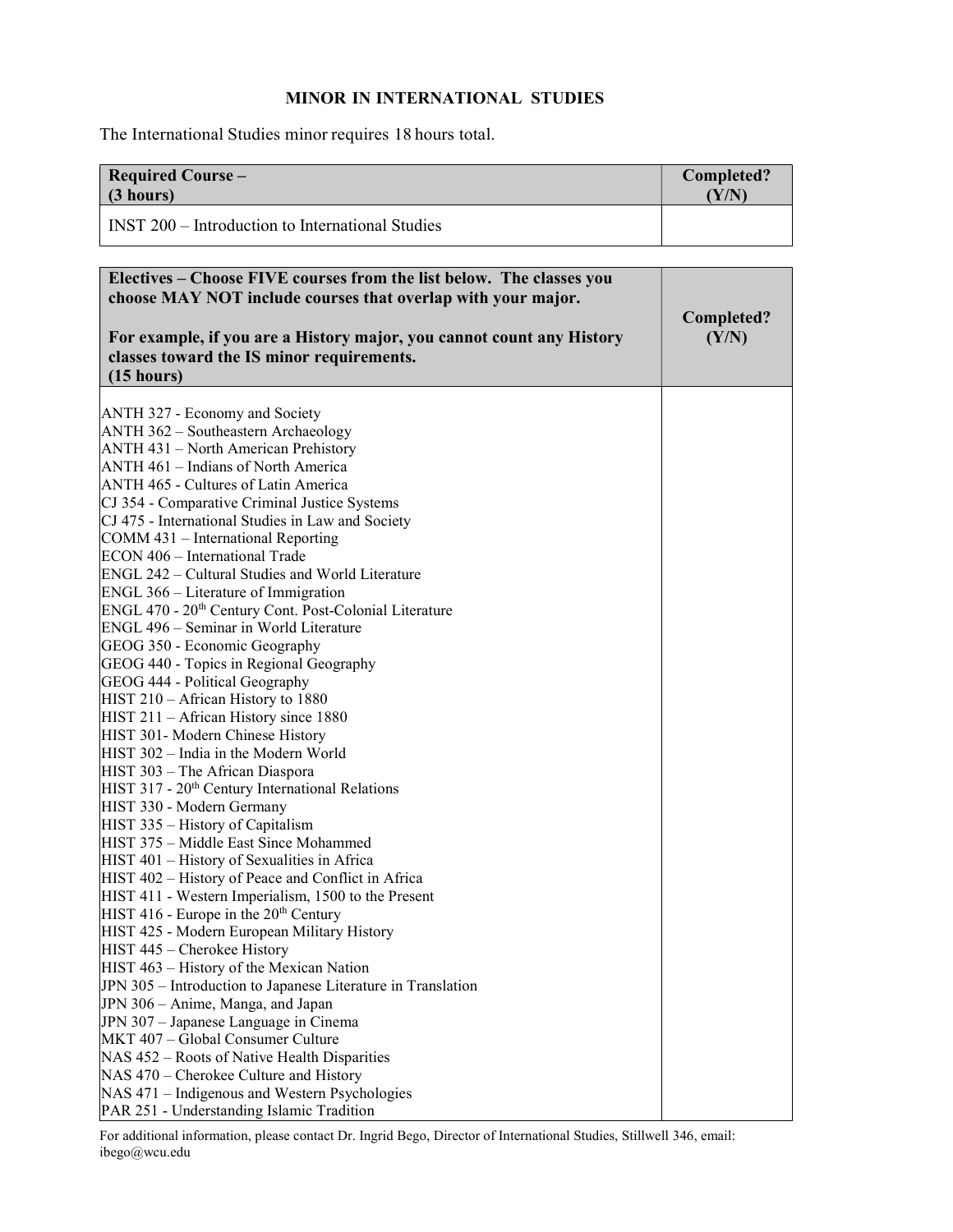# MINOR IN INTERNATIONAL STUDIES

The International Studies minor requires 18 hours total.

| **Required Course – (3 hours)** | **Completed? (Y/N)** |
|---|---|
| INST 200 – Introduction to International Studies | |

| **Electives – Choose FIVE courses from the list below. The classes you choose MAY NOT include courses that overlap with your major.**<br><br>**For example, if you are a History major, you cannot count any History classes toward the IS minor requirements.**<br>**(15 hours)** | **Completed? (Y/N)** |
|---|---|
| ANTH 327 - Economy and Society<br>ANTH 362 – Southeastern Archaeology<br>ANTH 431 – North American Prehistory<br>ANTH 461 – Indians of North America<br>ANTH 465 - Cultures of Latin America<br>CJ 354 - Comparative Criminal Justice Systems<br>CJ 475 - International Studies in Law and Society<br>COMM 431 – International Reporting<br>ECON 406 – International Trade<br>ENGL 242 – Cultural Studies and World Literature<br>ENGL 366 – Literature of Immigration<br>ENGL 470 - 20th Century Cont. Post-Colonial Literature<br>ENGL 496 – Seminar in World Literature<br>GEOG 350 - Economic Geography<br>GEOG 440 - Topics in Regional Geography<br>GEOG 444 - Political Geography<br>HIST 210 – African History to 1880<br>HIST 211 – African History since 1880<br>HIST 301- Modern Chinese History<br>HIST 302 – India in the Modern World<br>HIST 303 – The African Diaspora<br>HIST 317 - 20th Century International Relations<br>HIST 330 - Modern Germany<br>HIST 335 – History of Capitalism<br>HIST 375 – Middle East Since Mohammed<br>HIST 401 – History of Sexualities in Africa<br>HIST 402 – History of Peace and Conflict in Africa<br>HIST 411 - Western Imperialism, 1500 to the Present<br>HIST 416 - Europe in the 20th Century<br>HIST 425 - Modern European Military History<br>HIST 445 – Cherokee History<br>HIST 463 – History of the Mexican Nation<br>JPN 305 – Introduction to Japanese Literature in Translation<br>JPN 306 – Anime, Manga, and Japan<br>JPN 307 – Japanese Language in Cinema<br>MKT 407 – Global Consumer Culture<br>NAS 452 – Roots of Native Health Disparities<br>NAS 470 – Cherokee Culture and History<br>NAS 471 – Indigenous and Western Psychologies<br>PAR 251 - Understanding Islamic Tradition | |

For additional information, please contact Dr. Ingrid Bego, Director of International Studies, Stillwell 346, email: ibego@wcu.edu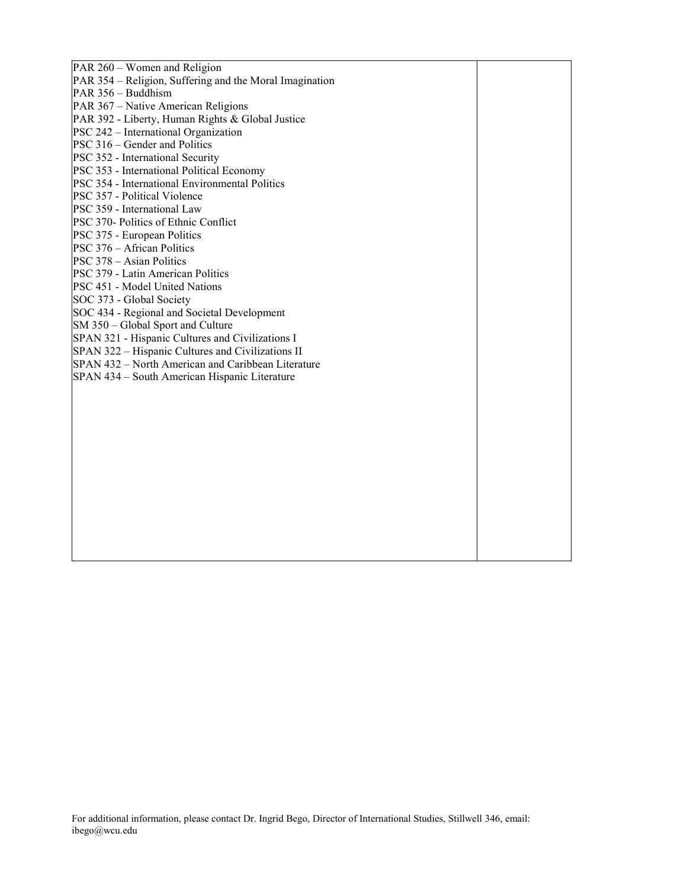| | |
|---|---|
| PAR 260 – Women and Religion<br>PAR 354 – Religion, Suffering and the Moral Imagination<br>PAR 356 – Buddhism<br>PAR 367 – Native American Religions<br>PAR 392 - Liberty, Human Rights & Global Justice<br>PSC 242 – International Organization<br>PSC 316 – Gender and Politics<br>PSC 352 - International Security<br>PSC 353 - International Political Economy<br>PSC 354 - International Environmental Politics<br>PSC 357 - Political Violence<br>PSC 359 - International Law<br>PSC 370- Politics of Ethnic Conflict<br>PSC 375 - European Politics<br>PSC 376 – African Politics<br>PSC 378 – Asian Politics<br>PSC 379 - Latin American Politics<br>PSC 451 - Model United Nations<br>SOC 373 - Global Society<br>SOC 434 - Regional and Societal Development<br>SM 350 – Global Sport and Culture<br>SPAN 321 - Hispanic Cultures and Civilizations I<br>SPAN 322 – Hispanic Cultures and Civilizations II<br>SPAN 432 – North American and Caribbean Literature<br>SPAN 434 – South American Hispanic Literature | |

For additional information, please contact Dr. Ingrid Bego, Director of International Studies, Stillwell 346, email: ibego@wcu.edu